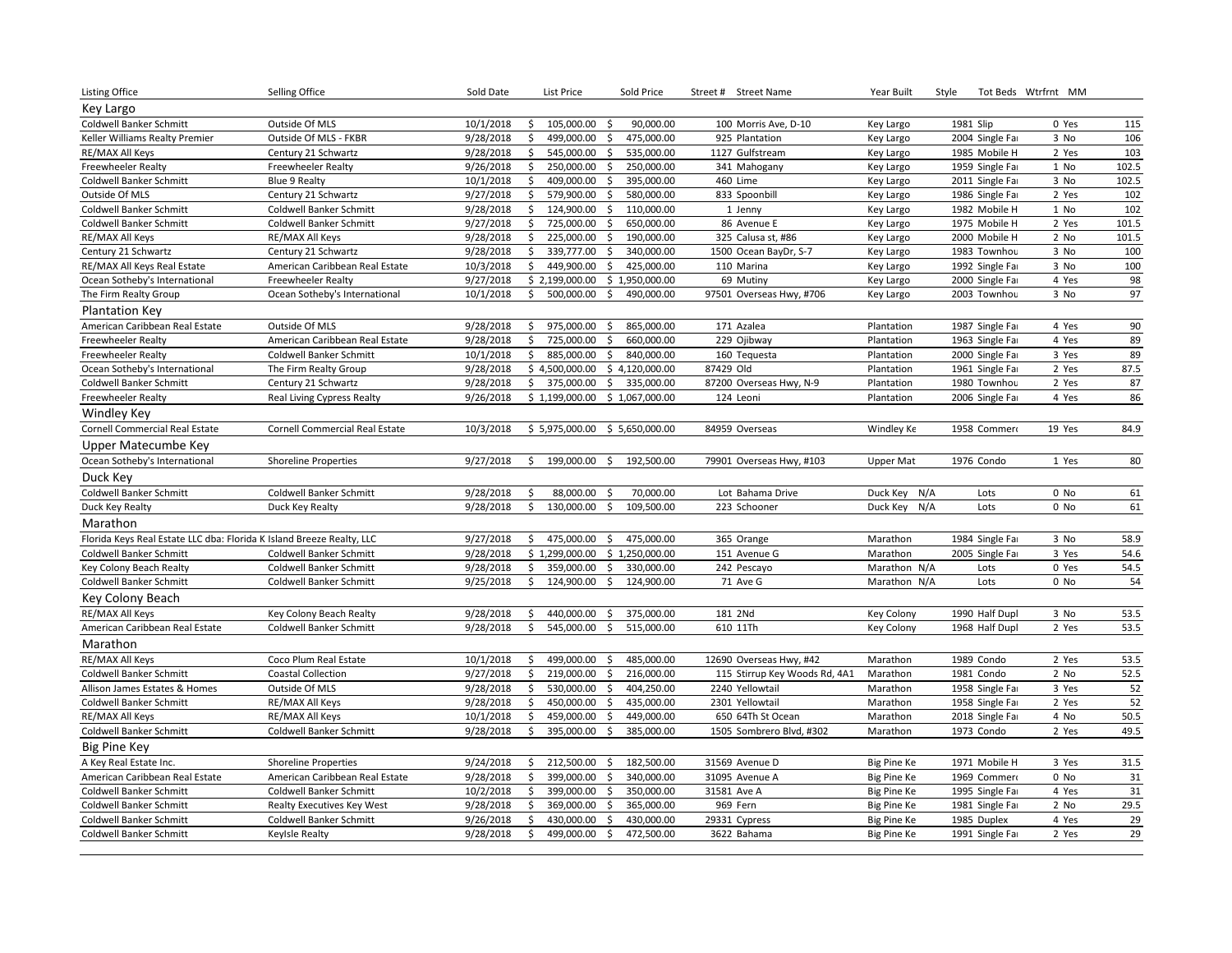| Listing Office | Selling Office | Sold Date | List Price | Sold Price | Street # | Street Name | Year Built | Style | Tot Beds | Wtrfrnt | MM |
|---|---|---|---|---|---|---|---|---|---|---|---|
| **Key Largo** | | | | | | | | | | | |
| Coldwell Banker Schmitt | Outside Of MLS | 10/1/2018 | $ 105,000.00 | $ 90,000.00 | 100 | Morris Ave, D-10 | Key Largo | 1981 Slip | 0 | Yes | 115 |
| Keller Williams Realty Premier | Outside Of MLS - FKBR | 9/28/2018 | $ 499,000.00 | $ 475,000.00 | 925 | Plantation | Key Largo | 2004 Single Fa | 3 | No | 106 |
| RE/MAX All Keys | Century 21 Schwartz | 9/28/2018 | $ 545,000.00 | $ 535,000.00 | 1127 | Gulfstream | Key Largo | 1985 Mobile H | 2 | Yes | 103 |
| Freewheeler Realty | Freewheeler Realty | 9/26/2018 | $ 250,000.00 | $ 250,000.00 | 341 | Mahogany | Key Largo | 1959 Single Fa | 1 | No | 102.5 |
| Coldwell Banker Schmitt | Blue 9 Realty | 10/1/2018 | $ 409,000.00 | $ 395,000.00 | 460 | Lime | Key Largo | 2011 Single Fa | 3 | No | 102.5 |
| Outside Of MLS | Century 21 Schwartz | 9/27/2018 | $ 579,900.00 | $ 580,000.00 | 833 | Spoonbill | Key Largo | 1986 Single Fa | 2 | Yes | 102 |
| Coldwell Banker Schmitt | Coldwell Banker Schmitt | 9/28/2018 | $ 124,900.00 | $ 110,000.00 | 1 | Jenny | Key Largo | 1982 Mobile H | 1 | No | 102 |
| Coldwell Banker Schmitt | Coldwell Banker Schmitt | 9/27/2018 | $ 725,000.00 | $ 650,000.00 | 86 | Avenue E | Key Largo | 1975 Mobile H | 2 | Yes | 101.5 |
| RE/MAX All Keys | RE/MAX All Keys | 9/28/2018 | $ 225,000.00 | $ 190,000.00 | 325 | Calusa st, #86 | Key Largo | 2000 Mobile H | 2 | No | 101.5 |
| Century 21 Schwartz | Century 21 Schwartz | 9/28/2018 | $ 339,777.00 | $ 340,000.00 | 1500 | Ocean BayDr, S-7 | Key Largo | 1983 Townhou | 3 | No | 100 |
| RE/MAX All Keys Real Estate | American Caribbean Real Estate | 10/3/2018 | $ 449,900.00 | $ 425,000.00 | 110 | Marina | Key Largo | 1992 Single Fa | 3 | No | 100 |
| Ocean Sotheby's International | Freewheeler Realty | 9/27/2018 | $ 2,199,000.00 | $ 1,950,000.00 | 69 | Mutiny | Key Largo | 2000 Single Fa | 4 | Yes | 98 |
| The Firm Realty Group | Ocean Sotheby's International | 10/1/2018 | $ 500,000.00 | $ 490,000.00 | 97501 | Overseas Hwy, #706 | Key Largo | 2003 Townhou | 3 | No | 97 |
| **Plantation Key** | | | | | | | | | | | |
| American Caribbean Real Estate | Outside Of MLS | 9/28/2018 | $ 975,000.00 | $ 865,000.00 | 171 | Azalea | Plantation | 1987 Single Fa | 4 | Yes | 90 |
| Freewheeler Realty | American Caribbean Real Estate | 9/28/2018 | $ 725,000.00 | $ 660,000.00 | 229 | Ojibway | Plantation | 1963 Single Fa | 4 | Yes | 89 |
| Freewheeler Realty | Coldwell Banker Schmitt | 10/1/2018 | $ 885,000.00 | $ 840,000.00 | 160 | Tequesta | Plantation | 2000 Single Fa | 3 | Yes | 89 |
| Ocean Sotheby's International | The Firm Realty Group | 9/28/2018 | $ 4,500,000.00 | $ 4,120,000.00 | 87429 | Old | Plantation | 1961 Single Fa | 2 | Yes | 87.5 |
| Coldwell Banker Schmitt | Century 21 Schwartz | 9/28/2018 | $ 375,000.00 | $ 335,000.00 | 87200 | Overseas Hwy, N-9 | Plantation | 1980 Townhou | 2 | Yes | 87 |
| Freewheeler Realty | Real Living Cypress Realty | 9/26/2018 | $ 1,199,000.00 | $ 1,067,000.00 | 124 | Leoni | Plantation | 2006 Single Fa | 4 | Yes | 86 |
| **Windley Key** | | | | | | | | | | | |
| Cornell Commercial Real Estate | Cornell Commercial Real Estate | 10/3/2018 | $ 5,975,000.00 | $ 5,650,000.00 | 84959 | Overseas | Windley Ke | 1958 Commer | 19 | Yes | 84.9 |
| **Upper Matecumbe Key** | | | | | | | | | | | |
| Ocean Sotheby's International | Shoreline Properties | 9/27/2018 | $ 199,000.00 | $ 192,500.00 | 79901 | Overseas Hwy, #103 | Upper Mat | 1976 Condo | 1 | Yes | 80 |
| **Duck Key** | | | | | | | | | | | |
| Coldwell Banker Schmitt | Coldwell Banker Schmitt | 9/28/2018 | $ 88,000.00 | $ 70,000.00 | Lot | Bahama Drive | Duck Key | N/A Lots | 0 | No | 61 |
| Duck Key Realty | Duck Key Realty | 9/28/2018 | $ 130,000.00 | $ 109,500.00 | 223 | Schooner | Duck Key | N/A Lots | 0 | No | 61 |
| **Marathon** | | | | | | | | | | | |
| Florida Keys Real Estate LLC dba: Florida K | Island Breeze Realty, LLC | 9/27/2018 | $ 475,000.00 | $ 475,000.00 | 365 | Orange | Marathon | 1984 Single Fa | 3 | No | 58.9 |
| Coldwell Banker Schmitt | Coldwell Banker Schmitt | 9/28/2018 | $ 1,299,000.00 | $ 1,250,000.00 | 151 | Avenue G | Marathon | 2005 Single Fa | 3 | Yes | 54.6 |
| Key Colony Beach Realty | Coldwell Banker Schmitt | 9/28/2018 | $ 359,000.00 | $ 330,000.00 | 242 | Pescayo | Marathon | N/A Lots | 0 | Yes | 54.5 |
| Coldwell Banker Schmitt | Coldwell Banker Schmitt | 9/25/2018 | $ 124,900.00 | $ 124,900.00 | 71 | Ave G | Marathon | N/A Lots | 0 | No | 54 |
| **Key Colony Beach** | | | | | | | | | | | |
| RE/MAX All Keys | Key Colony Beach Realty | 9/28/2018 | $ 440,000.00 | $ 375,000.00 | 181 | 2Nd | Key Colony | 1990 Half Dupl | 3 | No | 53.5 |
| American Caribbean Real Estate | Coldwell Banker Schmitt | 9/28/2018 | $ 545,000.00 | $ 515,000.00 | 610 | 11Th | Key Colony | 1968 Half Dupl | 2 | Yes | 53.5 |
| **Marathon** | | | | | | | | | | | |
| RE/MAX All Keys | Coco Plum Real Estate | 10/1/2018 | $ 499,000.00 | $ 485,000.00 | 12690 | Overseas Hwy, #42 | Marathon | 1989 Condo | 2 | Yes | 53.5 |
| Coldwell Banker Schmitt | Coastal Collection | 9/27/2018 | $ 219,000.00 | $ 216,000.00 | 115 | Stirrup Key Woods Rd, 4A1 | Marathon | 1981 Condo | 2 | No | 52.5 |
| Allison James Estates & Homes | Outside Of MLS | 9/28/2018 | $ 530,000.00 | $ 404,250.00 | 2240 | Yellowtail | Marathon | 1958 Single Fa | 3 | Yes | 52 |
| Coldwell Banker Schmitt | RE/MAX All Keys | 9/28/2018 | $ 450,000.00 | $ 435,000.00 | 2301 | Yellowtail | Marathon | 1958 Single Fa | 2 | Yes | 52 |
| RE/MAX All Keys | RE/MAX All Keys | 10/1/2018 | $ 459,000.00 | $ 449,000.00 | 650 | 64Th St Ocean | Marathon | 2018 Single Fa | 4 | No | 50.5 |
| Coldwell Banker Schmitt | Coldwell Banker Schmitt | 9/28/2018 | $ 395,000.00 | $ 385,000.00 | 1505 | Sombrero Blvd, #302 | Marathon | 1973 Condo | 2 | Yes | 49.5 |
| **Big Pine Key** | | | | | | | | | | | |
| A Key Real Estate Inc. | Shoreline Properties | 9/24/2018 | $ 212,500.00 | $ 182,500.00 | 31569 | Avenue D | Big Pine Ke | 1971 Mobile H | 3 | Yes | 31.5 |
| American Caribbean Real Estate | American Caribbean Real Estate | 9/28/2018 | $ 399,000.00 | $ 340,000.00 | 31095 | Avenue A | Big Pine Ke | 1969 Commer | 0 | No | 31 |
| Coldwell Banker Schmitt | Coldwell Banker Schmitt | 10/2/2018 | $ 399,000.00 | $ 350,000.00 | 31581 | Ave A | Big Pine Ke | 1995 Single Fa | 4 | Yes | 31 |
| Coldwell Banker Schmitt | Realty Executives Key West | 9/28/2018 | $ 369,000.00 | $ 365,000.00 | 969 | Fern | Big Pine Ke | 1981 Single Fa | 2 | No | 29.5 |
| Coldwell Banker Schmitt | Coldwell Banker Schmitt | 9/26/2018 | $ 430,000.00 | $ 430,000.00 | 29331 | Cypress | Big Pine Ke | 1985 Duplex | 4 | Yes | 29 |
| Coldwell Banker Schmitt | Keylsle Realty | 9/28/2018 | $ 499,000.00 | $ 472,500.00 | 3622 | Bahama | Big Pine Ke | 1991 Single Fa | 2 | Yes | 29 |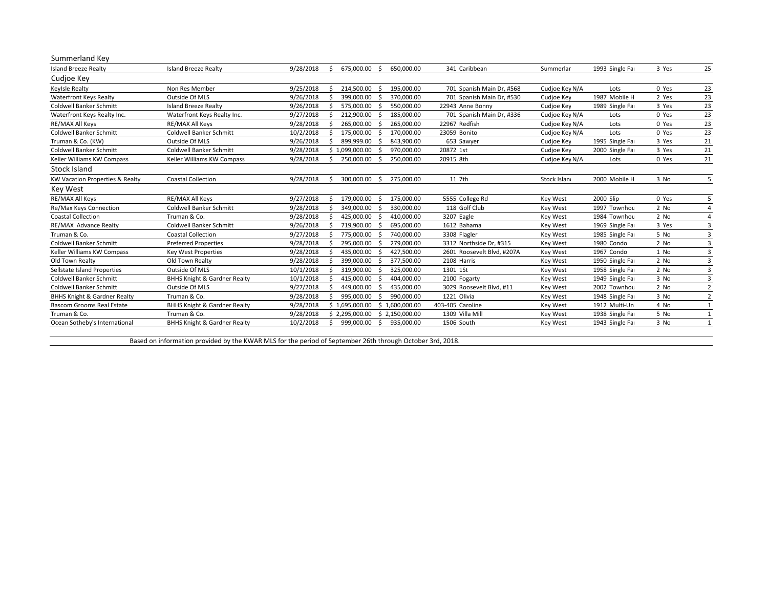| | | | | | | | | | | | |
|---|---|---|---|---|---|---|---|---|---|---|---|
| **Summerland Key** | | | | | | | | | | | |
| Island Breeze Realty | Island Breeze Realty | 9/28/2018 | $ 675,000.00 | $ 650,000.00 | 341 | Caribbean | Summerlar | 1993 | Single Fa | 3 Yes | 25 |
| **Cudjoe Key** | | | | | | | | | | | |
| Keylsle Realty | Non Res Member | 9/25/2018 | $ 214,500.00 | $ 195,000.00 | 701 | Spanish Main Dr, #568 | Cudjoe Key N/A | | Lots | 0 Yes | 23 |
| Waterfront Keys Realty | Outside Of MLS | 9/26/2018 | $ 399,000.00 | $ 370,000.00 | 701 | Spanish Main Dr, #530 | Cudjoe Key | 1987 | Mobile H | 2 Yes | 23 |
| Coldwell Banker Schmitt | Island Breeze Realty | 9/26/2018 | $ 575,000.00 | $ 550,000.00 | 22943 | Anne Bonny | Cudjoe Key | 1989 | Single Fa | 3 Yes | 23 |
| Waterfront Keys Realty Inc. | Waterfront Keys Realty Inc. | 9/27/2018 | $ 212,900.00 | $ 185,000.00 | 701 | Spanish Main Dr, #336 | Cudjoe Key N/A | | Lots | 0 Yes | 23 |
| RE/MAX All Keys | RE/MAX All Keys | 9/28/2018 | $ 265,000.00 | $ 265,000.00 | 22967 | Redfish | Cudjoe Key N/A | | Lots | 0 Yes | 23 |
| Coldwell Banker Schmitt | Coldwell Banker Schmitt | 10/2/2018 | $ 175,000.00 | $ 170,000.00 | 23059 | Bonito | Cudjoe Key N/A | | Lots | 0 Yes | 23 |
| Truman & Co. (KW) | Outside Of MLS | 9/26/2018 | $ 899,999.00 | $ 843,900.00 | 653 | Sawyer | Cudjoe Key | 1995 | Single Fa | 3 Yes | 21 |
| Coldwell Banker Schmitt | Coldwell Banker Schmitt | 9/28/2018 | $ 1,099,000.00 | $ 970,000.00 | 20872 | 1st | Cudjoe Key | 2000 | Single Fa | 3 Yes | 21 |
| Keller Williams KW Compass | Keller Williams KW Compass | 9/28/2018 | $ 250,000.00 | $ 250,000.00 | 20915 | 8th | Cudjoe Key N/A | | Lots | 0 Yes | 21 |
| **Stock Island** | | | | | | | | | | | |
| KW Vacation Properties & Realty | Coastal Collection | 9/28/2018 | $ 300,000.00 | $ 275,000.00 | 11 | 7th | Stock Islan | 2000 | Mobile H | 3 No | 5 |
| **Key West** | | | | | | | | | | | |
| RE/MAX All Keys | RE/MAX All Keys | 9/27/2018 | $ 179,000.00 | $ 175,000.00 | 5555 | College Rd | Key West | 2000 | Slip | 0 Yes | 5 |
| Re/Max Keys Connection | Coldwell Banker Schmitt | 9/28/2018 | $ 349,000.00 | $ 330,000.00 | 118 | Golf Club | Key West | 1997 | Townhou | 2 No | 4 |
| Coastal Collection | Truman & Co. | 9/28/2018 | $ 425,000.00 | $ 410,000.00 | 3207 | Eagle | Key West | 1984 | Townhou | 2 No | 4 |
| RE/MAX Advance Realty | Coldwell Banker Schmitt | 9/26/2018 | $ 719,900.00 | $ 695,000.00 | 1612 | Bahama | Key West | 1969 | Single Fa | 3 Yes | 3 |
| Truman & Co. | Coastal Collection | 9/27/2018 | $ 775,000.00 | $ 740,000.00 | 3308 | Flagler | Key West | 1985 | Single Fa | 5 No | 3 |
| Coldwell Banker Schmitt | Preferred Properties | 9/28/2018 | $ 295,000.00 | $ 279,000.00 | 3312 | Northside Dr, #315 | Key West | 1980 | Condo | 2 No | 3 |
| Keller Williams KW Compass | Key West Properties | 9/28/2018 | $ 435,000.00 | $ 427,500.00 | 2601 | Roosevelt Blvd, #207A | Key West | 1967 | Condo | 1 No | 3 |
| Old Town Realty | Old Town Realty | 9/28/2018 | $ 399,000.00 | $ 377,500.00 | 2108 | Harris | Key West | 1950 | Single Fa | 2 No | 3 |
| Sellstate Island Properties | Outside Of MLS | 10/1/2018 | $ 319,900.00 | $ 325,000.00 | 1301 | 1St | Key West | 1958 | Single Fa | 2 No | 3 |
| Coldwell Banker Schmitt | BHHS Knight & Gardner Realty | 10/1/2018 | $ 415,000.00 | $ 404,000.00 | 2100 | Fogarty | Key West | 1949 | Single Fa | 3 No | 3 |
| Coldwell Banker Schmitt | Outside Of MLS | 9/27/2018 | $ 449,000.00 | $ 435,000.00 | 3029 | Roosevelt Blvd, #11 | Key West | 2002 | Townhou | 2 No | 2 |
| BHHS Knight & Gardner Realty | Truman & Co. | 9/28/2018 | $ 995,000.00 | $ 990,000.00 | 1221 | Olivia | Key West | 1948 | Single Fa | 3 No | 2 |
| Bascom Grooms Real Estate | BHHS Knight & Gardner Realty | 9/28/2018 | $ 1,695,000.00 | $ 1,600,000.00 | 403-405 | Caroline | Key West | 1912 | Multi-Un | 4 No | 1 |
| Truman & Co. | Truman & Co. | 9/28/2018 | $ 2,295,000.00 | $ 2,150,000.00 | 1309 | Villa Mill | Key West | 1938 | Single Fa | 5 No | 1 |
| Ocean Sotheby's International | BHHS Knight & Gardner Realty | 10/2/2018 | $ 999,000.00 | $ 935,000.00 | 1506 | South | Key West | 1943 | Single Fa | 3 No | 1 |

Based on information provided by the KWAR MLS for the period of September 26th through October 3rd, 2018.